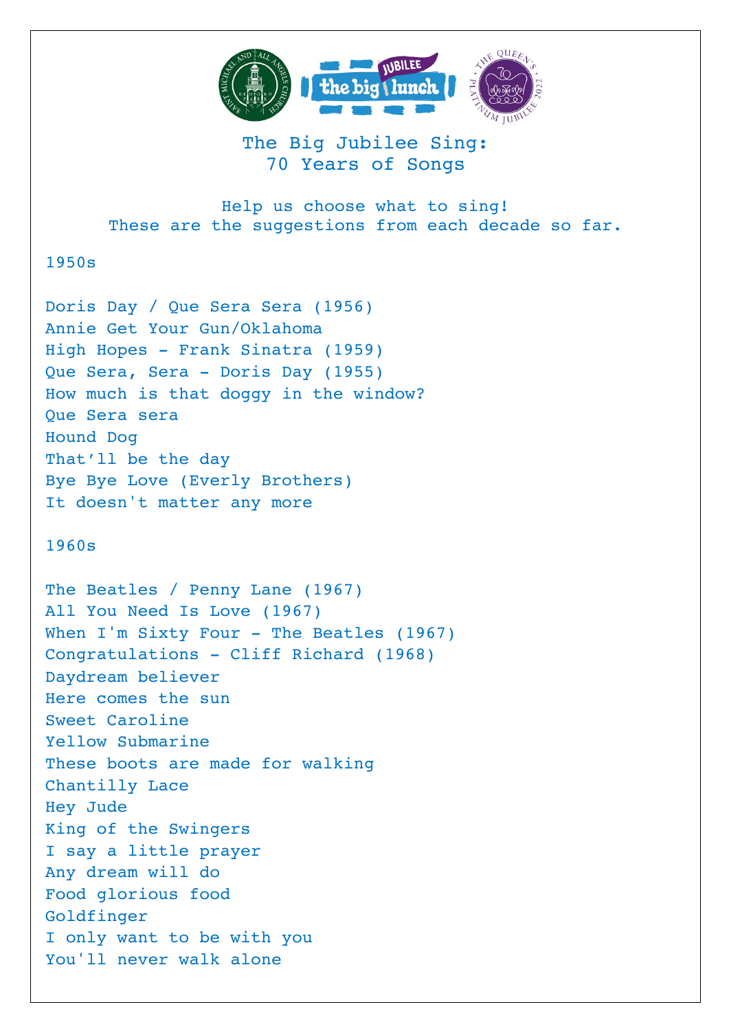# The Big Jubilee Sing: 70 Years of Songs

Help us choose what to sing!
These are the suggestions from each decade so far.

## 1950s

Doris Day / Que Sera Sera (1956)
Annie Get Your Gun/Oklahoma
High Hopes - Frank Sinatra (1959)
Que Sera, Sera - Doris Day (1955)
How much is that doggy in the window?
Que Sera sera
Hound Dog
That'll be the day
Bye Bye Love (Everly Brothers)
It doesn't matter any more

## 1960s

The Beatles / Penny Lane (1967)
All You Need Is Love (1967)
When I'm Sixty Four - The Beatles (1967)
Congratulations - Cliff Richard (1968)
Daydream believer
Here comes the sun
Sweet Caroline
Yellow Submarine
These boots are made for walking
Chantilly Lace
Hey Jude
King of the Swingers
I say a little prayer
Any dream will do
Food glorious food
Goldfinger
I only want to be with you
You'll never walk alone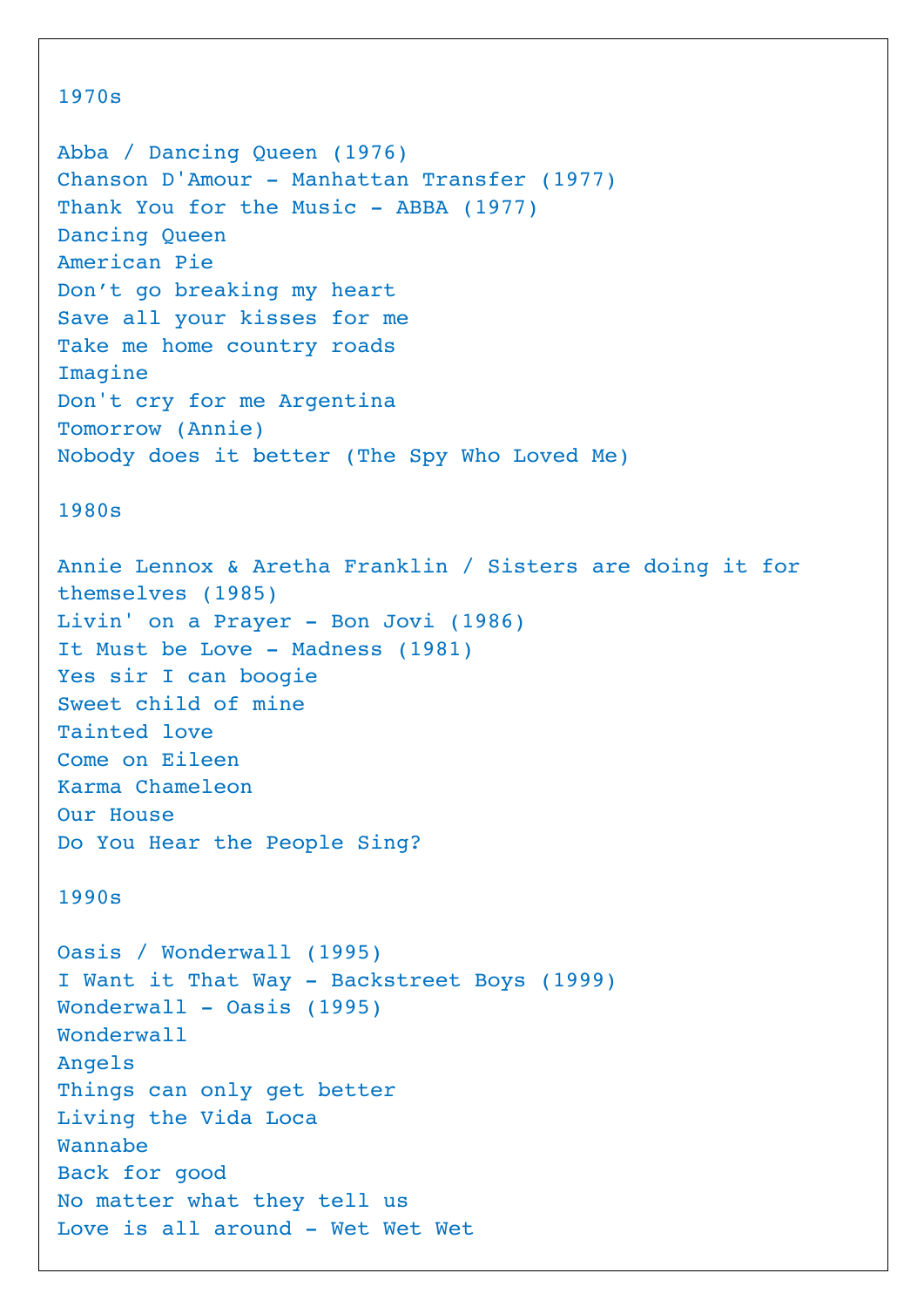## 1970s

Abba / Dancing Queen (1976)
Chanson D'Amour - Manhattan Transfer (1977)
Thank You for the Music - ABBA (1977)
Dancing Queen
American Pie
Don’t go breaking my heart
Save all your kisses for me
Take me home country roads
Imagine
Don't cry for me Argentina
Tomorrow (Annie)
Nobody does it better (The Spy Who Loved Me)

## 1980s

Annie Lennox & Aretha Franklin / Sisters are doing it for themselves (1985)
Livin' on a Prayer - Bon Jovi (1986)
It Must be Love - Madness (1981)
Yes sir I can boogie
Sweet child of mine
Tainted love
Come on Eileen
Karma Chameleon
Our House
Do You Hear the People Sing?

## 1990s

Oasis / Wonderwall (1995)
I Want it That Way - Backstreet Boys (1999)
Wonderwall - Oasis (1995)
Wonderwall
Angels
Things can only get better
Living the Vida Loca
Wannabe
Back for good
No matter what they tell us
Love is all around - Wet Wet Wet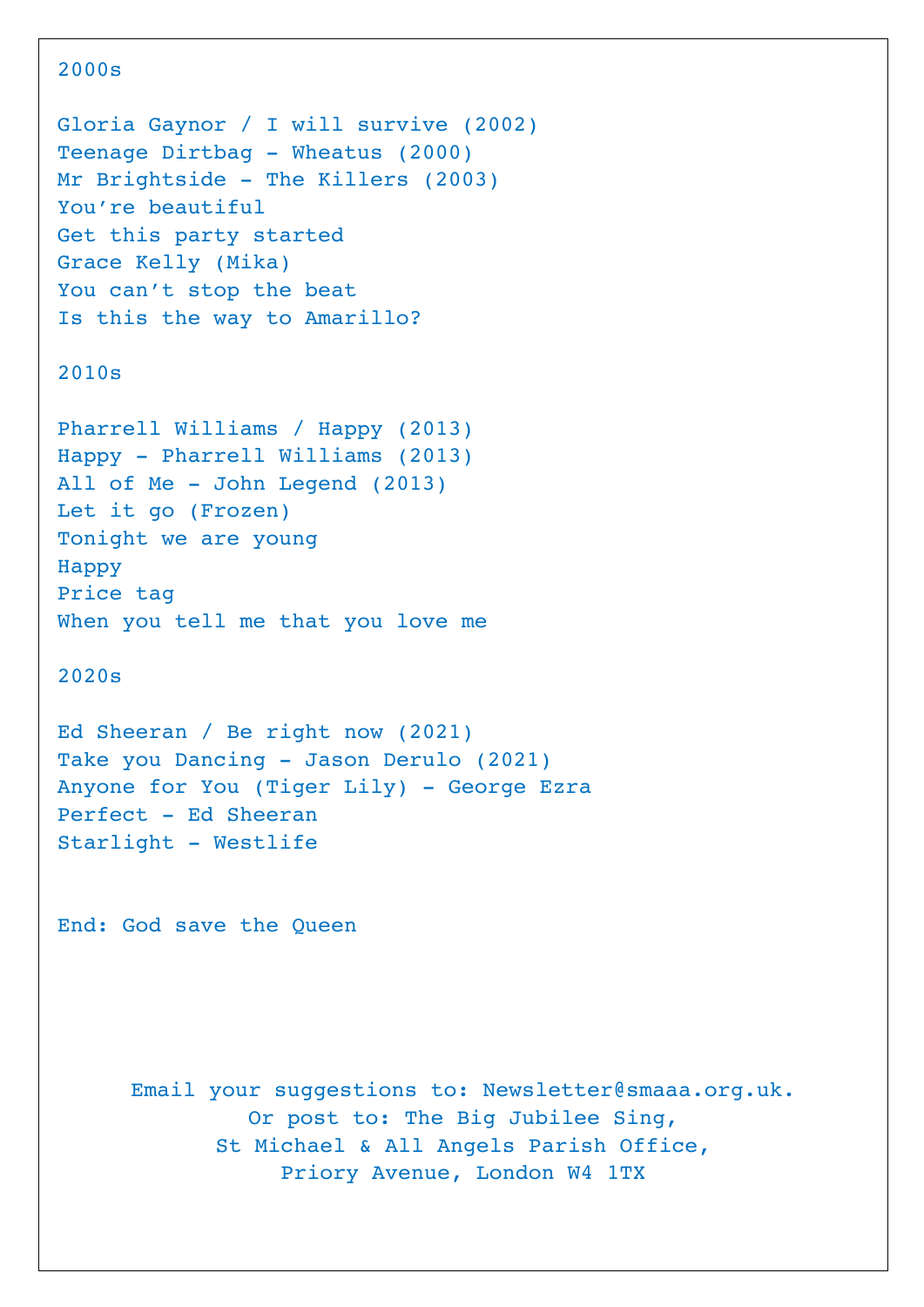## 2000s

Gloria Gaynor / I will survive (2002)
Teenage Dirtbag - Wheatus (2000)
Mr Brightside - The Killers (2003)
You're beautiful
Get this party started
Grace Kelly (Mika)
You can't stop the beat
Is this the way to Amarillo?

## 2010s

Pharrell Williams / Happy (2013)
Happy - Pharrell Williams (2013)
All of Me - John Legend (2013)
Let it go (Frozen)
Tonight we are young
Happy
Price tag
When you tell me that you love me

## 2020s

Ed Sheeran / Be right now (2021)
Take you Dancing - Jason Derulo (2021)
Anyone for You (Tiger Lily) - George Ezra
Perfect - Ed Sheeran
Starlight - Westlife

End: God save the Queen

Email your suggestions to: Newsletter@smaaa.org.uk.
Or post to: The Big Jubilee Sing,
St Michael & All Angels Parish Office,
Priory Avenue, London W4 1TX